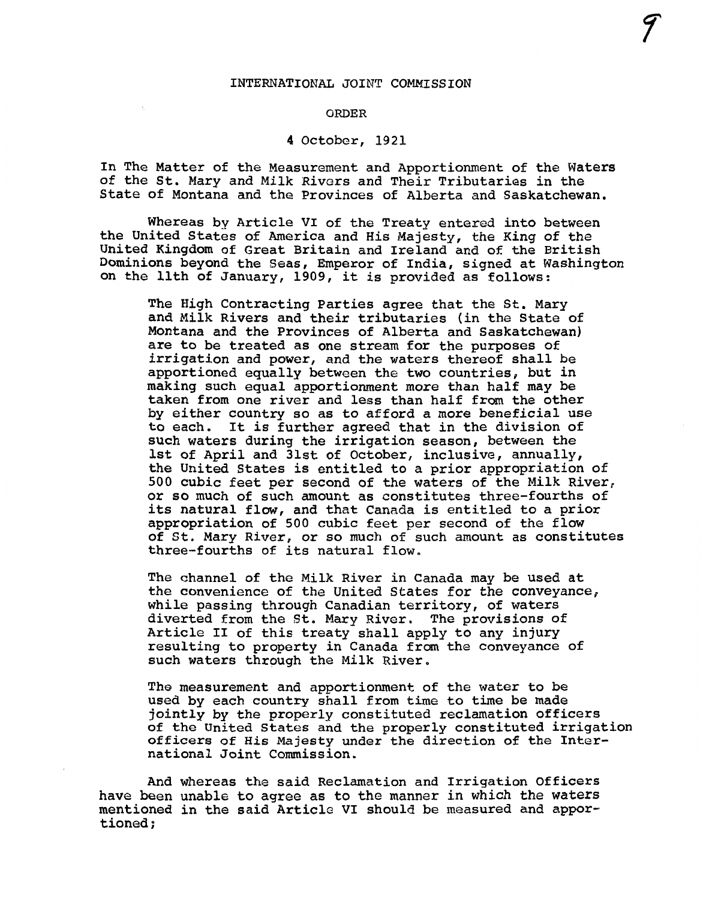# INTERNATIONAL JOINT COMMISSION

## ORDER

### 4 October, 1921

In The Matter of the Measurement and Apportionment of the Waters of the St. Mary and Milk Rivers and Their Tributaries in the State of Montana and the Provinces of Alberta and Saskatchewan.

Whereas by Article VI of the Treaty entered into between the United States of America and His Majesty, the King of the United Kingdom of Great Britain and Ireland and of the British Dominions beyond the Seas, Emperor of India, signed at Washington on the 11th of January, 1909, it is provided as follows:

> The High Contracting Parties agree that the St. Mary and Milk Rivers and their tributaries (in the State of Montana and the Provinces of Alberta and Saskatchewan) are to be treated as one stream for the purposes of irrigation and power, and the waters thereof shall be apportioned equally between the two countries, but in making such equal apportionment more than half may be taken from one river and less than half from the other by either country so as to afford a more beneficial use to each. It is further agreed that in the division of such waters during the irrigation season, between the 1st of April and 31st of October, inclusive, annually, the United States is entitled to a prior appropriation of 500 cubic feet per second of the waters of the Milk River, or so much of such amount as constitutes three-fourths of its natural flow, and that Canada is entitled to a prior appropriation of 500 cubic feet per second of the flow of St. Mary River, or so much of such amount as constitutes three-fourths of its natural flow.
>
> The channel of the Milk River in Canada may be used at the convenience of the United States for the conveyance, while passing through Canadian territory, of waters diverted from the St. Mary River. The provisions of Article II of this treaty shall apply to any injury resulting to property in Canada from the conveyance of such waters through the Milk River.
>
> The measurement and apportionment of the water to be used by each country shall from time to time be made jointly by the properly constituted reclamation officers of the United States and the properly constituted irrigation officers of His Majesty under the direction of the International Joint Commission.

And whereas the said Reclamation and Irrigation Officers have been unable to agree as to the manner in which the waters mentioned in the said Article VI should be measured and apportioned;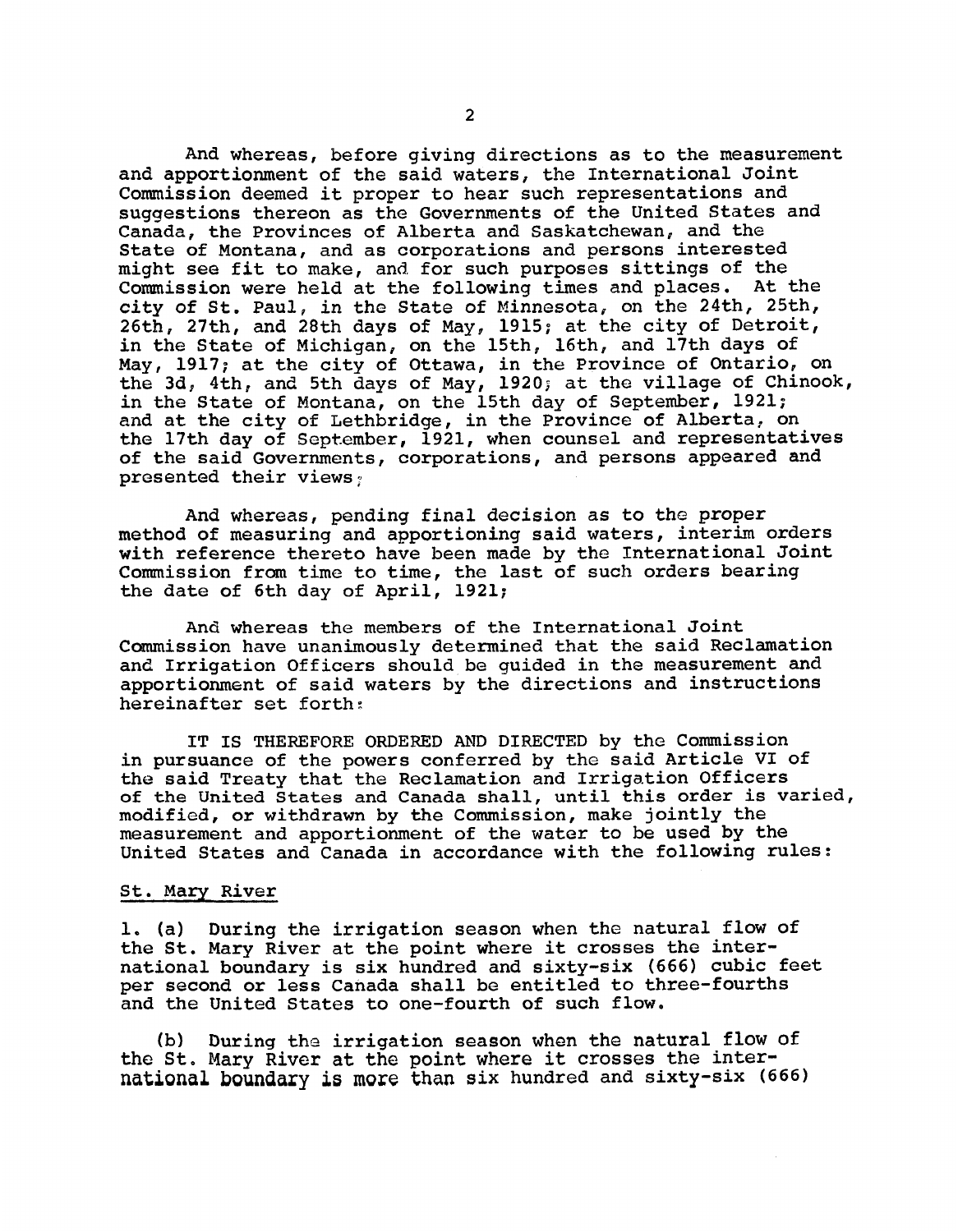And whereas, before giving directions as to the measurement and apportionment of the said waters, the International Joint Commission deemed it proper to hear such representations and suggestions thereon as the Governments of the United States and Canada, the Provinces of Alberta and Saskatchewan, and the State of Montana, and as corporations and persons interested might see fit to make, and for such purposes sittings of the Commission were held at the following times and places. At the city of St. Paul, in the State of Minnesota, on the 24th, 25th, 26th, 27th, and 28th days of May, 1915; at the city of Detroit, in the State of Michigan, on the 15th, 16th, and 17th days of May, 1917; at the city of Ottawa, in the Province of Ontario, on the 3d, 4th, and 5th days of May, 1920; at the village of Chinook, in the State of Montana, on the 15th day of September, 1921; and at the city of Lethbridge, in the Province of Alberta, on the 17th day of September, 1921, when counsel and representatives of the said Governments, corporations, and persons appeared and presented their views;

And whereas, pending final decision as to the proper method of measuring and apportioning said waters, interim orders with reference thereto have been made by the International Joint Commission from time to time, the last of such orders bearing the date of 6th day of April, 1921;

And whereas the members of the International Joint Commission have unanimously determined that the said Reclamation and Irrigation Officers should be guided in the measurement and apportionment of said waters by the directions and instructions hereinafter set forth:

IT IS THEREFORE ORDERED AND DIRECTED by the Commission in pursuance of the powers conferred by the said Article VI of the said Treaty that the Reclamation and Irrigation Officers of the United States and Canada shall, until this order is varied, modified, or withdrawn by the Commission, make jointly the measurement and apportionment of the water to be used by the United States and Canada in accordance with the following rules:

St. Mary River

1. (a) During the irrigation season when the natural flow of the St. Mary River at the point where it crosses the international boundary is six hundred and sixty-six (666) cubic feet per second or less Canada shall be entitled to three-fourths and the United States to one-fourth of such flow.

(b) During the irrigation season when the natural flow of the St. Mary River at the point where it crosses the international boundary is more than six hundred and sixty-six (666)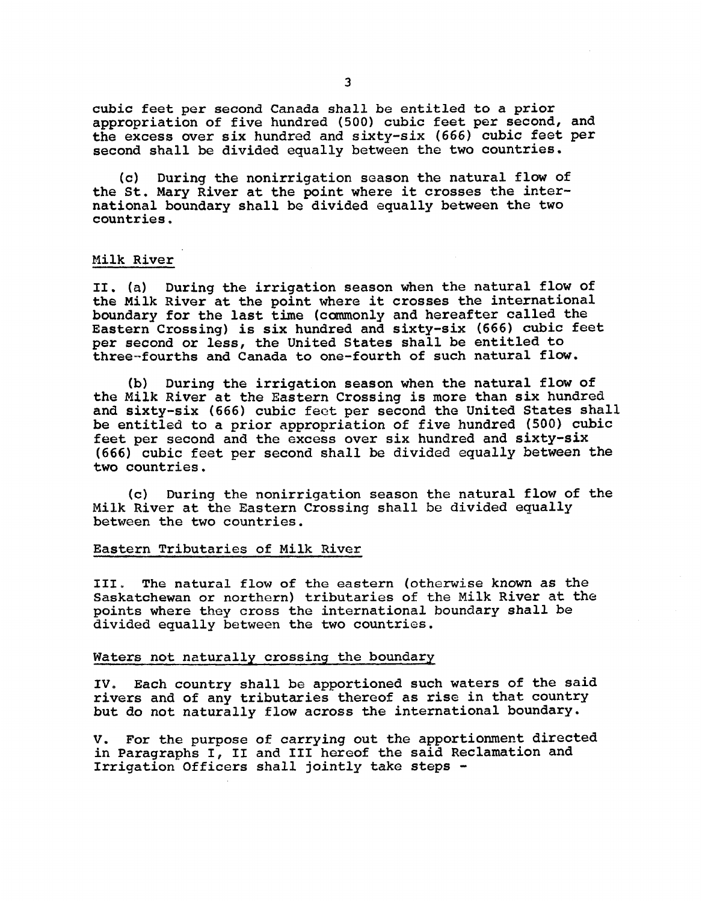cubic feet per second Canada shall be entitled to a prior appropriation of five hundred (500) cubic feet per second, and the excess over six hundred and sixty-six (666) cubic feet per second shall be divided equally between the two countries.

(c) During the nonirrigation season the natural flow of the St. Mary River at the point where it crosses the international boundary shall be divided equally between the two countries.

Milk River

II. (a) During the irrigation season when the natural flow of the Milk River at the point where it crosses the international boundary for the last time (commonly and hereafter called the Eastern Crossing) is six hundred and sixty-six (666) cubic feet per second or less, the United States shall be entitled to three-fourths and Canada to one-fourth of such natural flow.

(b) During the irrigation season when the natural flow of the Milk River at the Eastern Crossing is more than six hundred and sixty-six (666) cubic feet per second the United States shall be entitled to a prior appropriation of five hundred (500) cubic feet per second and the excess over six hundred and sixty-six (666) cubic feet per second shall be divided equally between the two countries.

(c) During the nonirrigation season the natural flow of the Milk River at the Eastern Crossing shall be divided equally between the two countries.

Eastern Tributaries of Milk River

III. The natural flow of the eastern (otherwise known as the Saskatchewan or northern) tributaries of the Milk River at the points where they cross the international boundary shall be divided equally between the two countries.

Waters not naturally crossing the boundary

IV. Each country shall be apportioned such waters of the said rivers and of any tributaries thereof as rise in that country but do not naturally flow across the international boundary.

V. For the purpose of carrying out the apportionment directed in Paragraphs I, II and III hereof the said Reclamation and Irrigation Officers shall jointly take steps -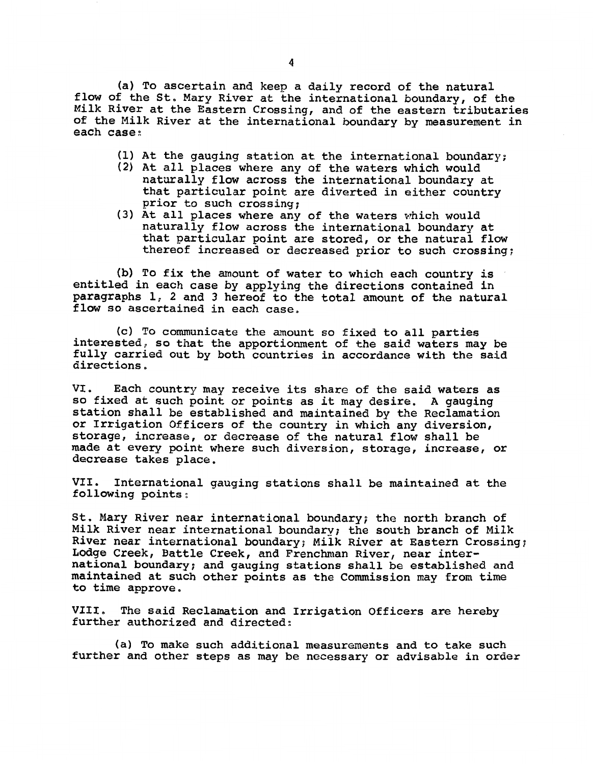(a) To ascertain and keep a daily record of the natural flow of the St. Mary River at the international boundary, of the Milk River at the Eastern Crossing, and of the eastern tributaries of the Milk River at the international boundary by measurement in each case:

(1) At the gauging station at the international boundary;
(2) At all places where any of the waters which would naturally flow across the international boundary at that particular point are diverted in either country prior to such crossing;
(3) At all places where any of the waters which would naturally flow across the international boundary at that particular point are stored, or the natural flow thereof increased or decreased prior to such crossing;

(b) To fix the amount of water to which each country is entitled in each case by applying the directions contained in paragraphs 1, 2 and 3 hereof to the total amount of the natural flow so ascertained in each case.

(c) To communicate the amount so fixed to all parties interested, so that the apportionment of the said waters may be fully carried out by both countries in accordance with the said directions.

VI. Each country may receive its share of the said waters as so fixed at such point or points as it may desire. A gauging station shall be established and maintained by the Reclamation or Irrigation Officers of the country in which any diversion, storage, increase, or decrease of the natural flow shall be made at every point where such diversion, storage, increase, or decrease takes place.

VII. International gauging stations shall be maintained at the following points:

St. Mary River near international boundary; the north branch of Milk River near international boundary; the south branch of Milk River near international boundary; Milk River at Eastern Crossing; Lodge Creek, Battle Creek, and Frenchman River, near international boundary; and gauging stations shall be established and maintained at such other points as the Commission may from time to time approve.

VIII. The said Reclamation and Irrigation Officers are hereby further authorized and directed:

(a) To make such additional measurements and to take such further and other steps as may be necessary or advisable in order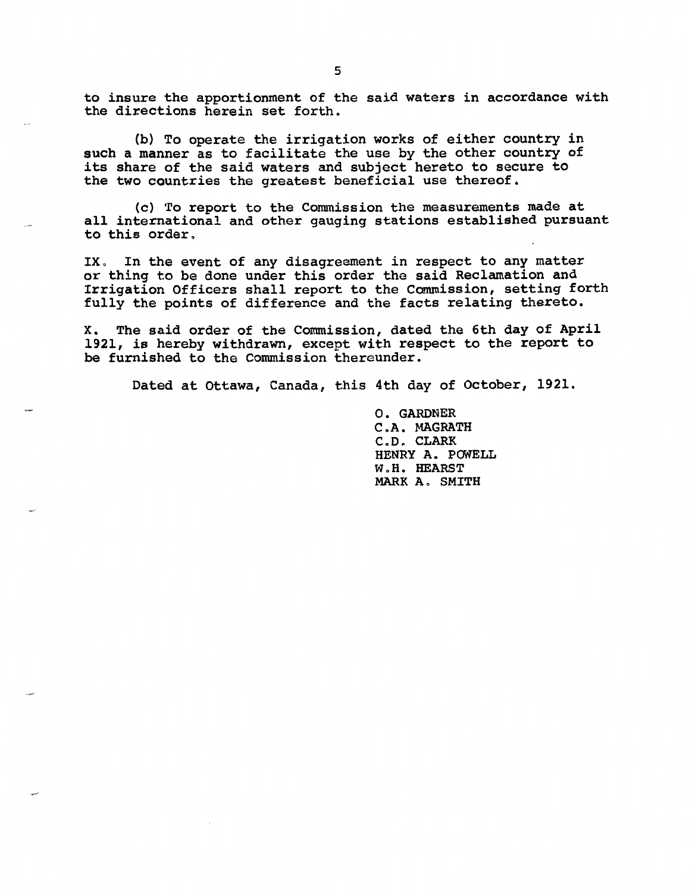to insure the apportionment of the said waters in accordance with the directions herein set forth.

(b) To operate the irrigation works of either country in such a manner as to facilitate the use by the other country of its share of the said waters and subject hereto to secure to the two countries the greatest beneficial use thereof.

(c) To report to the Commission the measurements made at all international and other gauging stations established pursuant to this order.

IX. In the event of any disagreement in respect to any matter or thing to be done under this order the said Reclamation and Irrigation Officers shall report to the Commission, setting forth fully the points of difference and the facts relating thereto.

X. The said order of the Commission, dated the 6th day of April 1921, is hereby withdrawn, except with respect to the report to be furnished to the Commission thereunder.

Dated at Ottawa, Canada, this 4th day of October, 1921.

O. GARDNER
C.A. MAGRATH
C.D. CLARK
HENRY A. POWELL
W.H. HEARST
MARK A. SMITH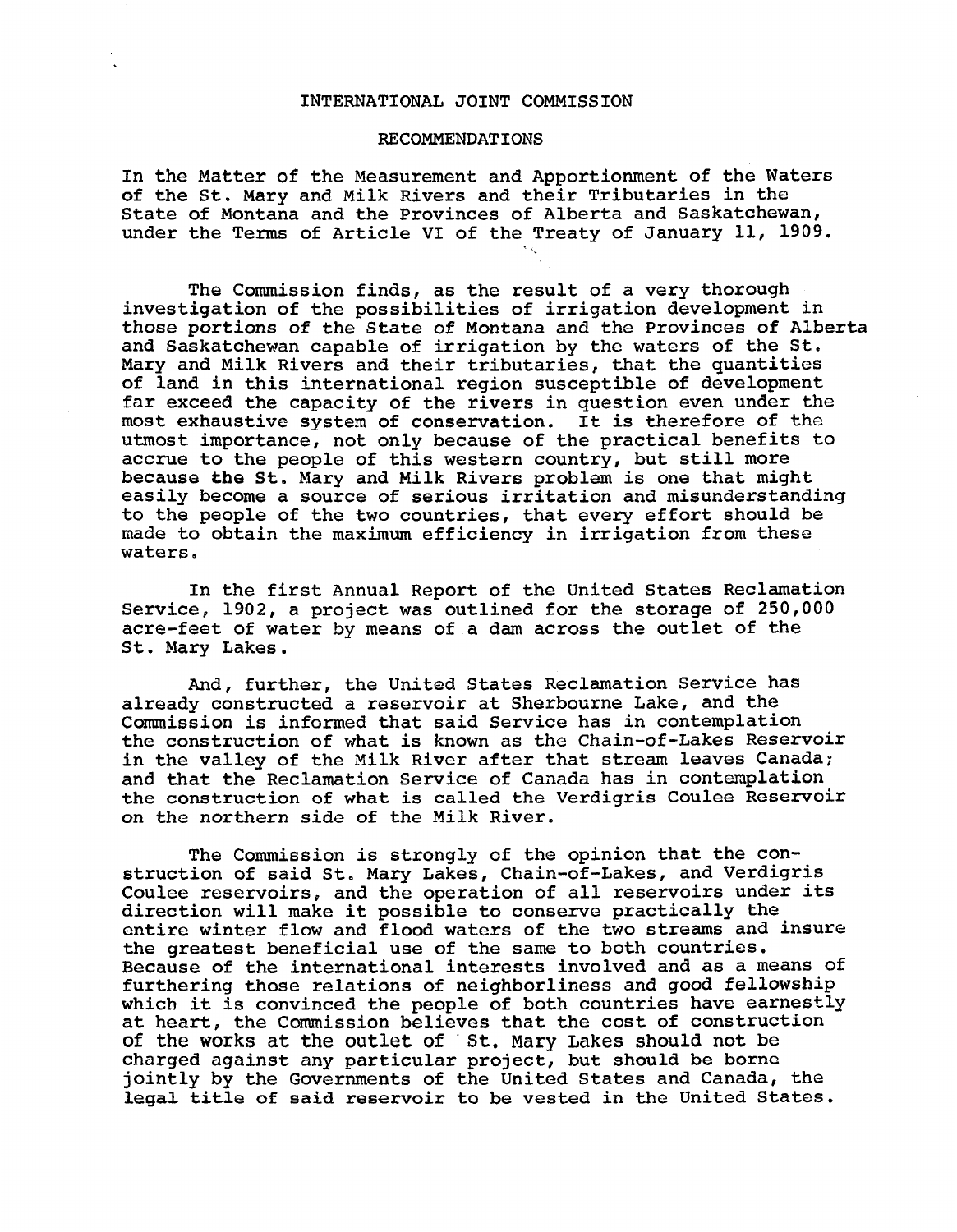# INTERNATIONAL JOINT COMMISSION

## RECOMMENDATIONS

In the Matter of the Measurement and Apportionment of the Waters of the St. Mary and Milk Rivers and their Tributaries in the State of Montana and the Provinces of Alberta and Saskatchewan, under the Terms of Article VI of the Treaty of January 11, 1909.

The Commission finds, as the result of a very thorough investigation of the possibilities of irrigation development in those portions of the State of Montana and the Provinces of Alberta and Saskatchewan capable of irrigation by the waters of the St. Mary and Milk Rivers and their tributaries, that the quantities of land in this international region susceptible of development far exceed the capacity of the rivers in question even under the most exhaustive system of conservation. It is therefore of the utmost importance, not only because of the practical benefits to accrue to the people of this western country, but still more because the St. Mary and Milk Rivers problem is one that might easily become a source of serious irritation and misunderstanding to the people of the two countries, that every effort should be made to obtain the maximum efficiency in irrigation from these waters.

In the first Annual Report of the United States Reclamation Service, 1902, a project was outlined for the storage of 250,000 acre-feet of water by means of a dam across the outlet of the St. Mary Lakes.

And, further, the United States Reclamation Service has already constructed a reservoir at Sherbourne Lake, and the Commission is informed that said Service has in contemplation the construction of what is known as the Chain-of-Lakes Reservoir in the valley of the Milk River after that stream leaves Canada; and that the Reclamation Service of Canada has in contemplation the construction of what is called the Verdigris Coulee Reservoir on the northern side of the Milk River.

The Commission is strongly of the opinion that the construction of said St. Mary Lakes, Chain-of-Lakes, and Verdigris Coulee reservoirs, and the operation of all reservoirs under its direction will make it possible to conserve practically the entire winter flow and flood waters of the two streams and insure the greatest beneficial use of the same to both countries. Because of the international interests involved and as a means of furthering those relations of neighborliness and good fellowship which it is convinced the people of both countries have earnestly at heart, the Commission believes that the cost of construction of the works at the outlet of St. Mary Lakes should not be charged against any particular project, but should be borne jointly by the Governments of the United States and Canada, the legal title of said reservoir to be vested in the United States.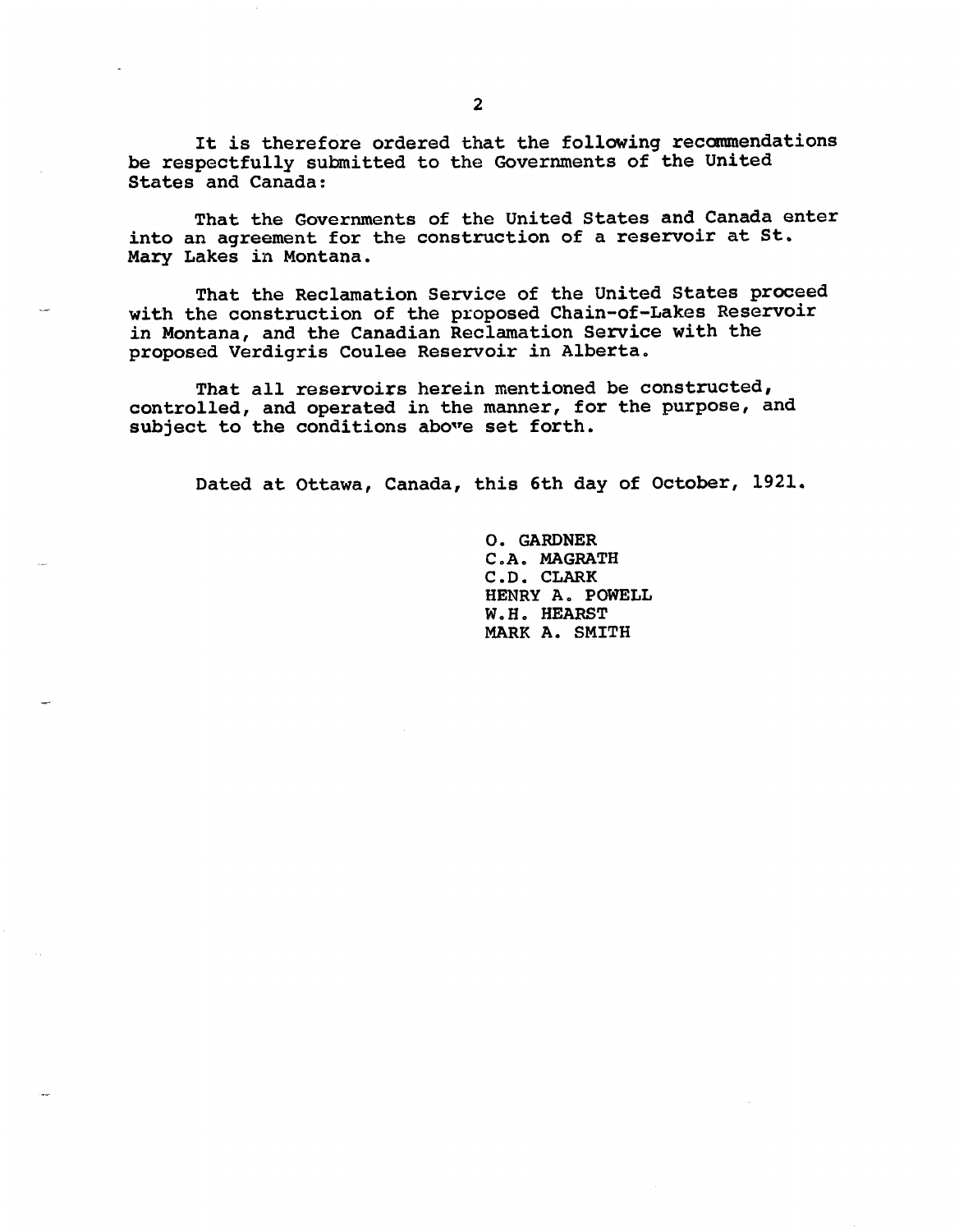It is therefore ordered that the following recommendations be respectfully submitted to the Governments of the United States and Canada:

That the Governments of the United States and Canada enter into an agreement for the construction of a reservoir at St. Mary Lakes in Montana.

That the Reclamation Service of the United States proceed with the construction of the proposed Chain-of-Lakes Reservoir in Montana, and the Canadian Reclamation Service with the proposed Verdigris Coulee Reservoir in Alberta.

That all reservoirs herein mentioned be constructed, controlled, and operated in the manner, for the purpose, and subject to the conditions above set forth.

Dated at Ottawa, Canada, this 6th day of October, 1921.

O. GARDNER
C.A. MAGRATH
C.D. CLARK
HENRY A. POWELL
W.H. HEARST
MARK A. SMITH